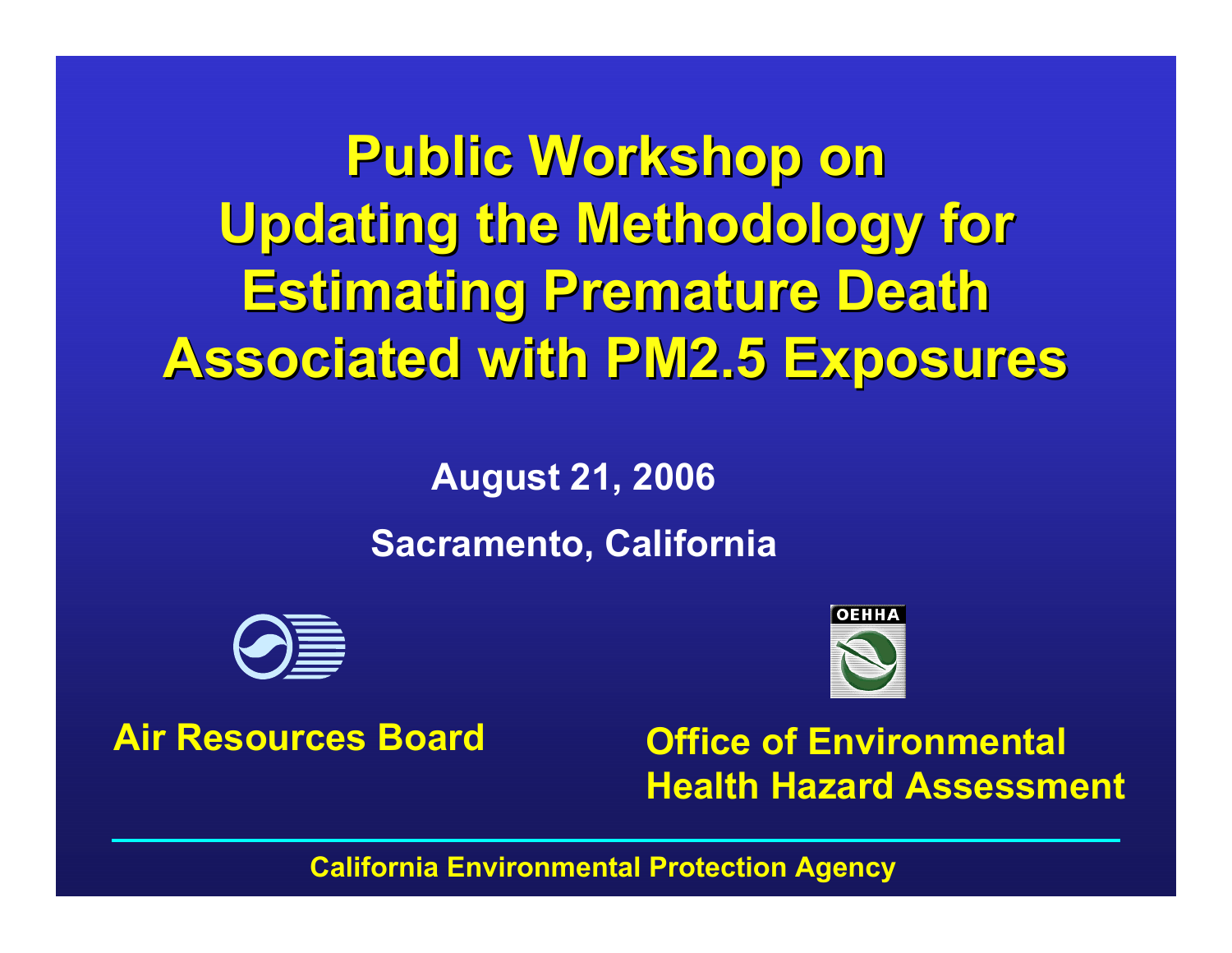# Public Workshop on Updating the Methodology for Estimating Premature Death Associated with PM2.5 Exposures

**August 21, 2006**

**Sacramento, California**

**Air Resources Board**

OEHHA

**Office of Environmental Health Hazard Assessment**

**California Environmental Protection Agency**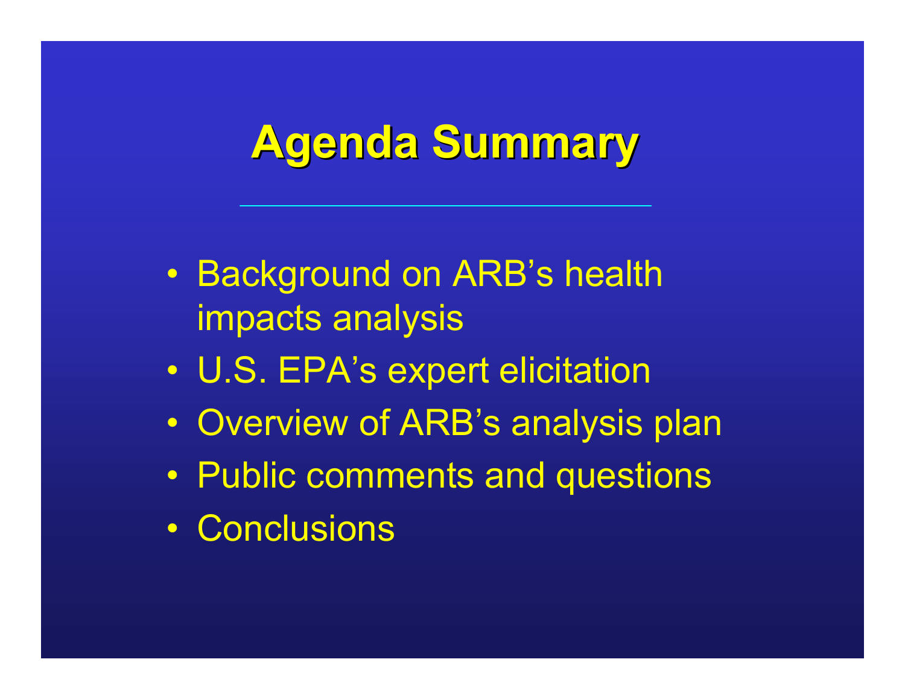# Agenda Summary

- Background on ARB’s health impacts analysis
- U.S. EPA’s expert elicitation
- Overview of ARB’s analysis plan
- Public comments and questions
- Conclusions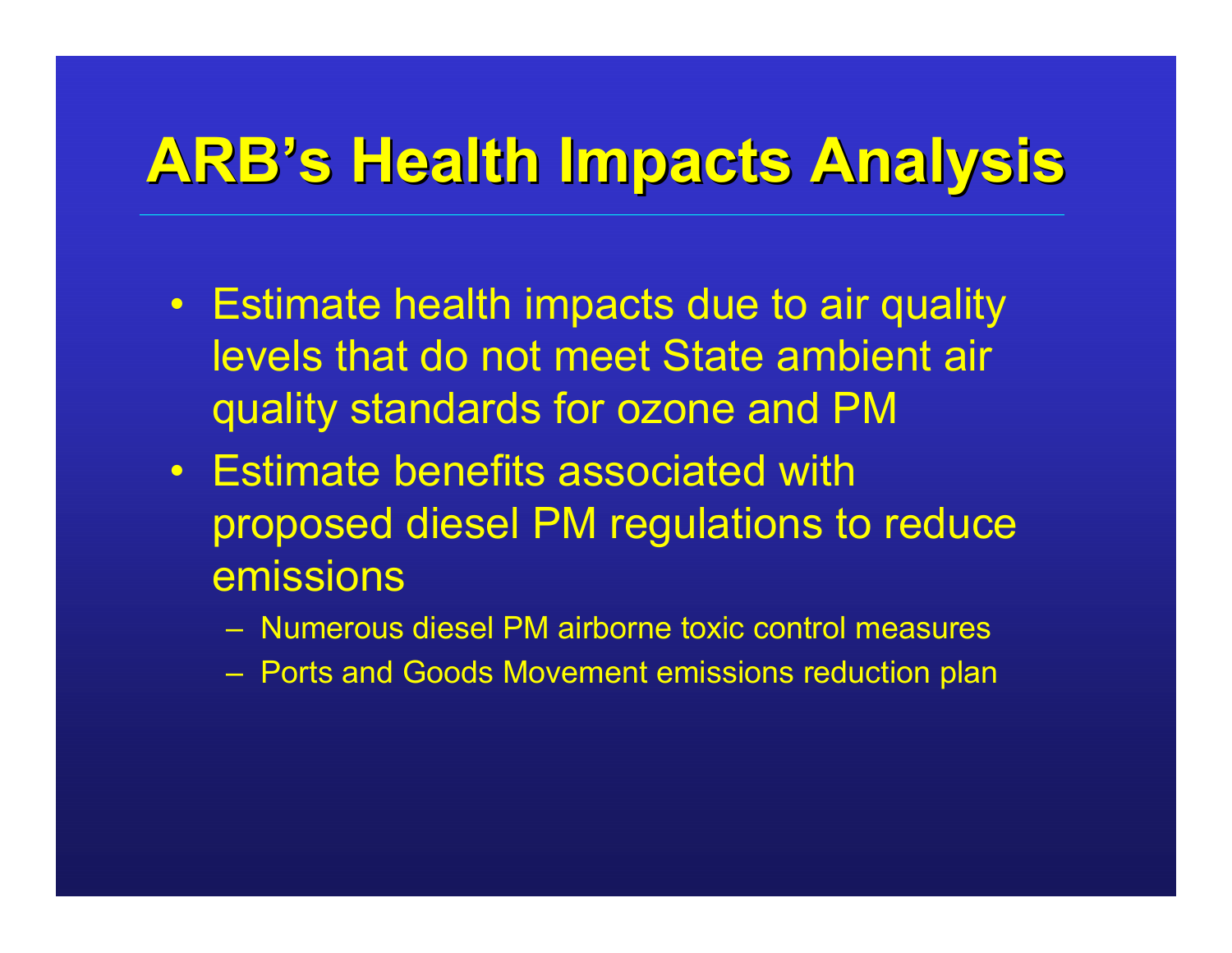# ARB's Health Impacts Analysis

- Estimate health impacts due to air quality levels that do not meet State ambient air quality standards for ozone and PM
- Estimate benefits associated with proposed diesel PM regulations to reduce emissions
  - Numerous diesel PM airborne toxic control measures
  - Ports and Goods Movement emissions reduction plan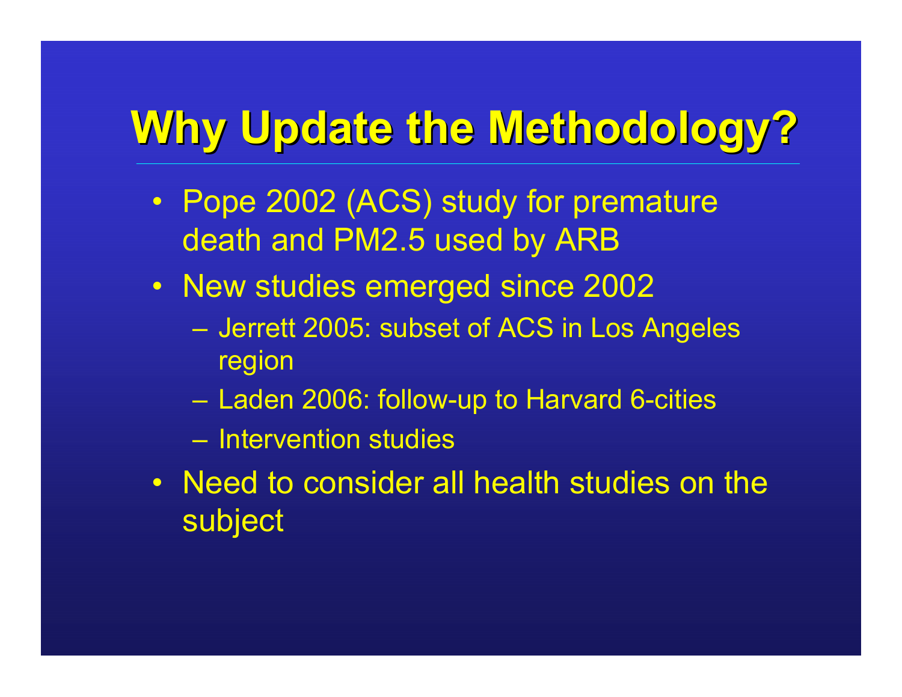# Why Update the Methodology?

- Pope 2002 (ACS) study for premature death and PM2.5 used by ARB
- New studies emerged since 2002
  - Jerrett 2005: subset of ACS in Los Angeles region
  - Laden 2006: follow-up to Harvard 6-cities
  - Intervention studies
- Need to consider all health studies on the subject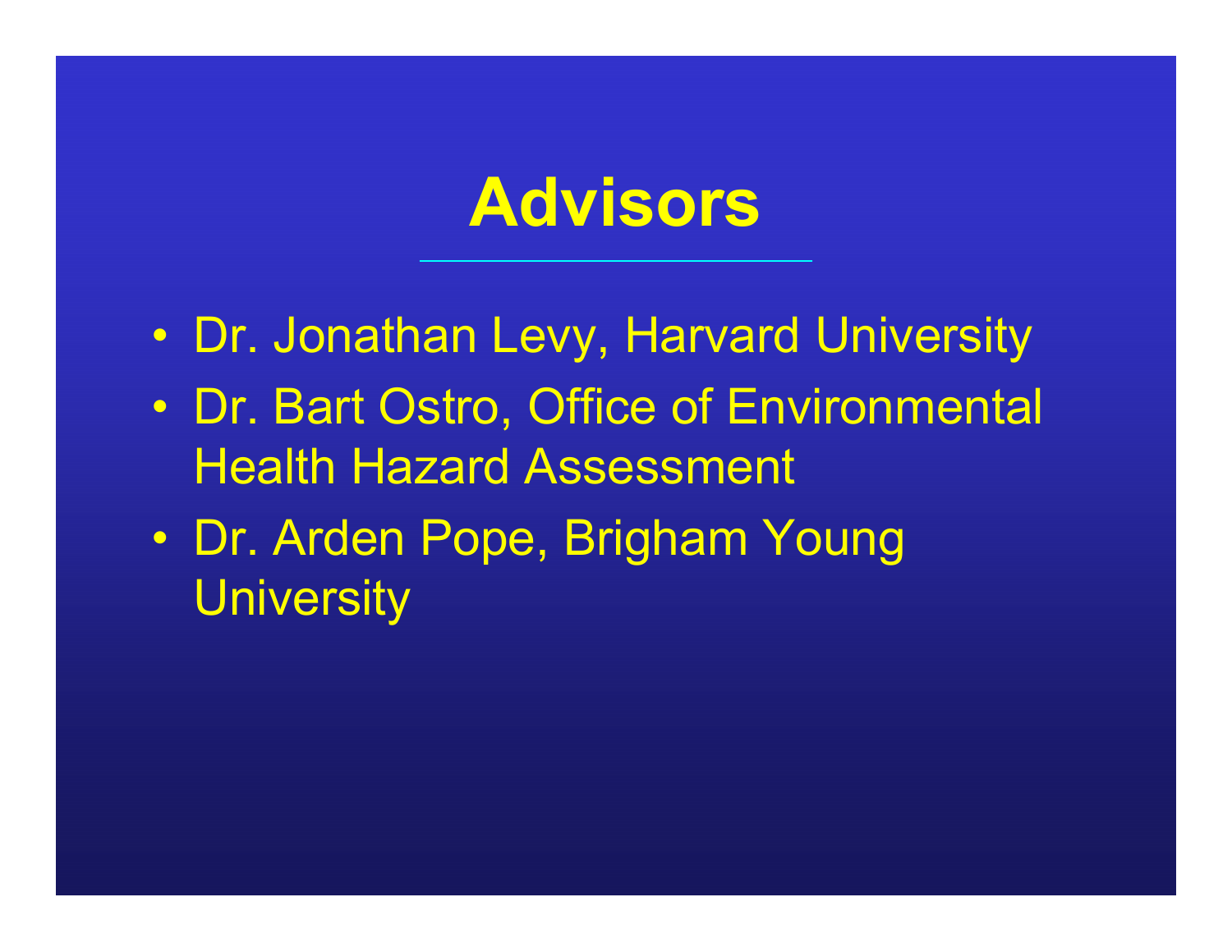# Advisors

- Dr. Jonathan Levy, Harvard University
- Dr. Bart Ostro, Office of Environmental Health Hazard Assessment
- Dr. Arden Pope, Brigham Young University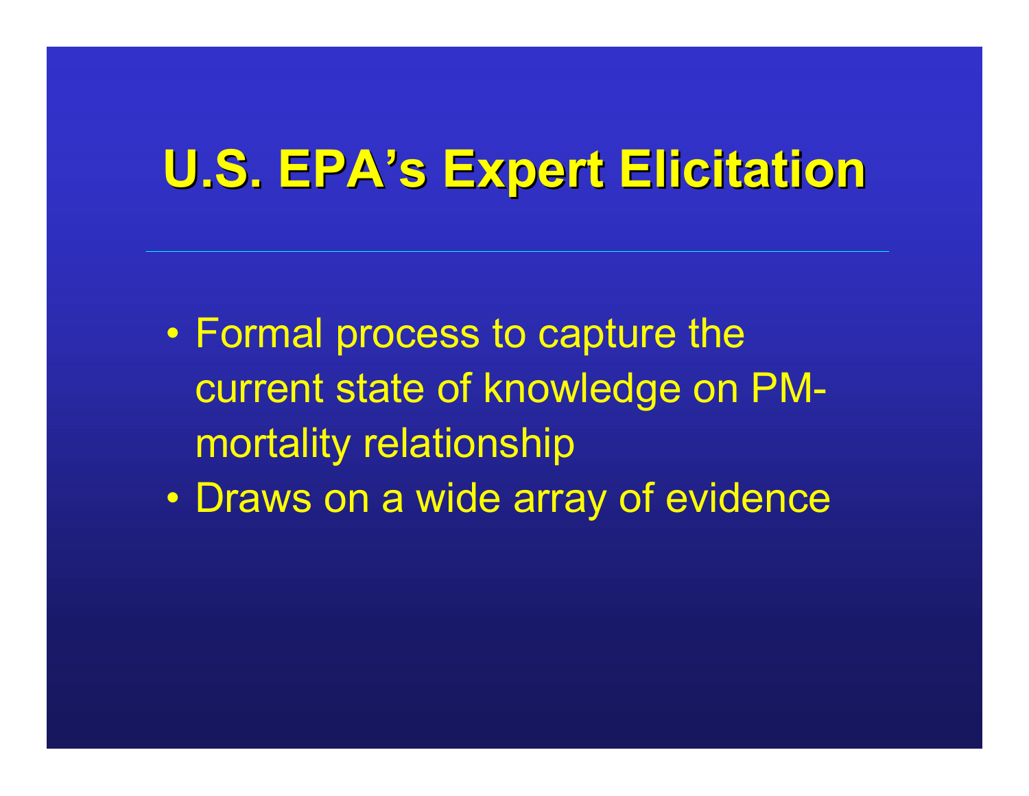# U.S. EPA's Expert Elicitation

- Formal process to capture the current state of knowledge on PM-mortality relationship
- Draws on a wide array of evidence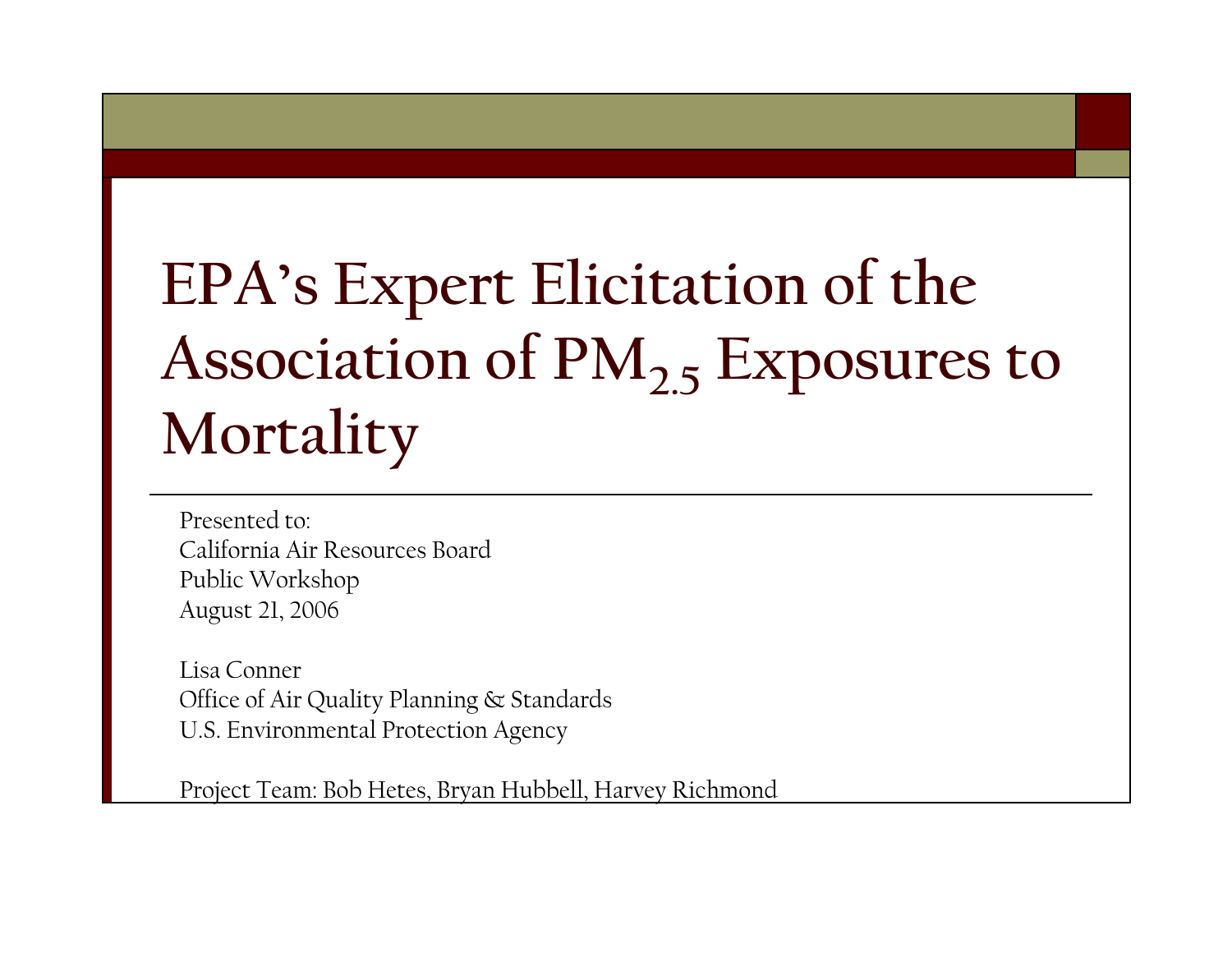# EPA's Expert Elicitation of the Association of $PM_{2.5}$ Exposures to Mortality

Presented to:
California Air Resources Board
Public Workshop
August 21, 2006

Lisa Conner
Office of Air Quality Planning & Standards
U.S. Environmental Protection Agency

Project Team: Bob Hetes, Bryan Hubbell, Harvey Richmond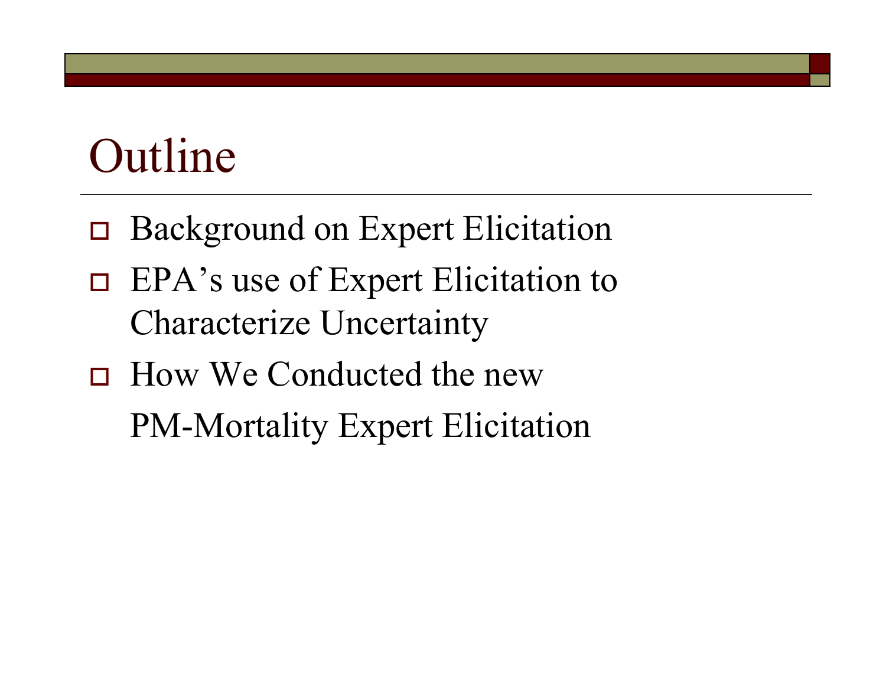# Outline

- Background on Expert Elicitation
- EPA's use of Expert Elicitation to Characterize Uncertainty
- How We Conducted the new PM-Mortality Expert Elicitation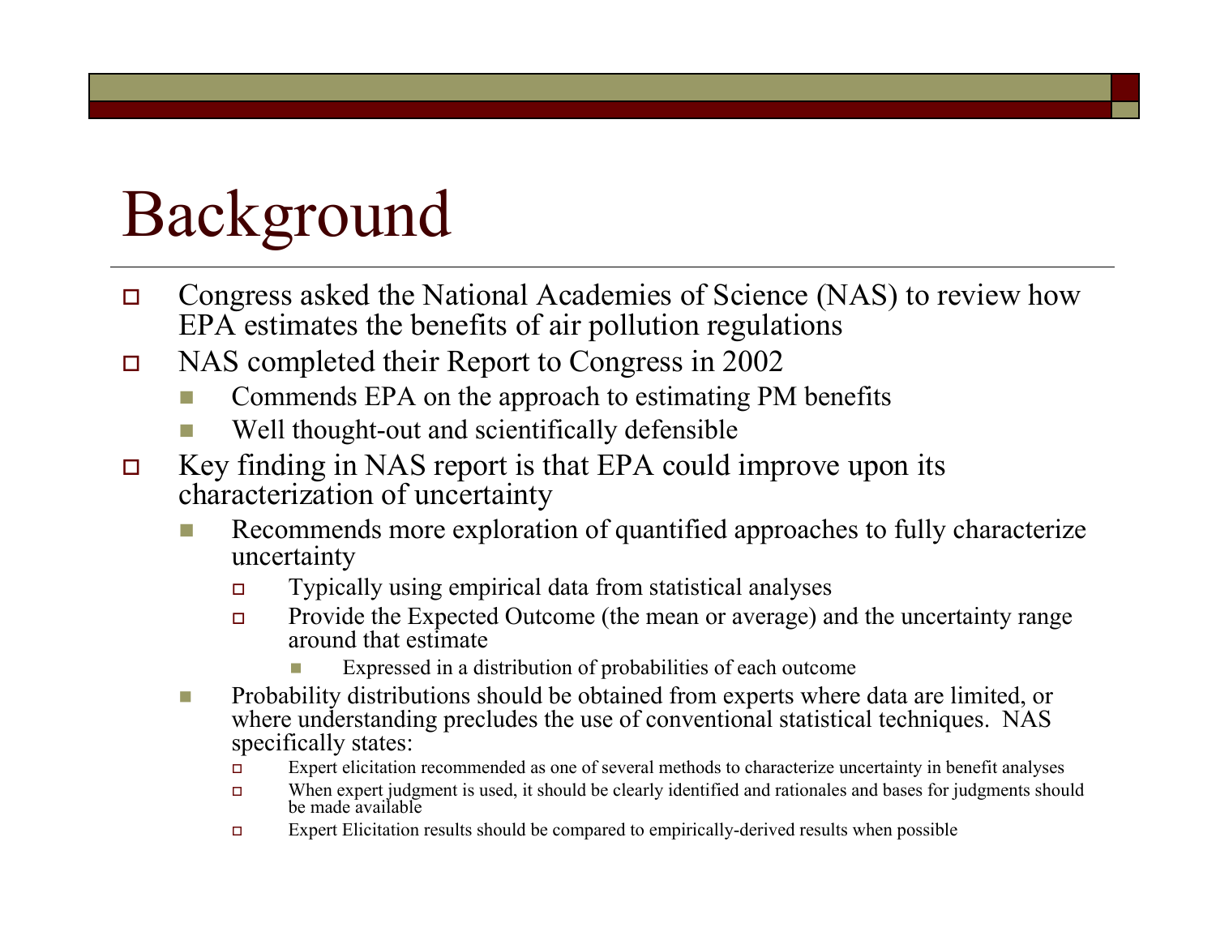# Background

- Congress asked the National Academies of Science (NAS) to review how EPA estimates the benefits of air pollution regulations
- NAS completed their Report to Congress in 2002
  - Commends EPA on the approach to estimating PM benefits
  - Well thought-out and scientifically defensible
- Key finding in NAS report is that EPA could improve upon its characterization of uncertainty
  - Recommends more exploration of quantified approaches to fully characterize uncertainty
    - Typically using empirical data from statistical analyses
    - Provide the Expected Outcome (the mean or average) and the uncertainty range around that estimate
      - Expressed in a distribution of probabilities of each outcome
  - Probability distributions should be obtained from experts where data are limited, or where understanding precludes the use of conventional statistical techniques. NAS specifically states:
    - Expert elicitation recommended as one of several methods to characterize uncertainty in benefit analyses
    - When expert judgment is used, it should be clearly identified and rationales and bases for judgments should be made available
    - Expert Elicitation results should be compared to empirically-derived results when possible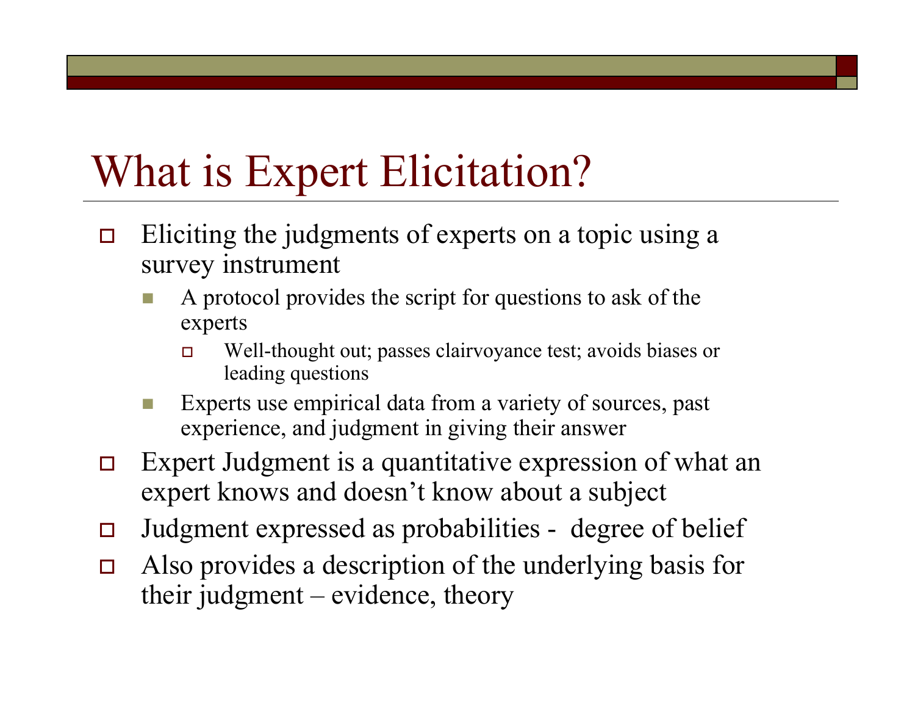# What is Expert Elicitation?

- Eliciting the judgments of experts on a topic using a survey instrument
  - A protocol provides the script for questions to ask of the experts
    - Well-thought out; passes clairvoyance test; avoids biases or leading questions
  - Experts use empirical data from a variety of sources, past experience, and judgment in giving their answer
- Expert Judgment is a quantitative expression of what an expert knows and doesn't know about a subject
- Judgment expressed as probabilities - degree of belief
- Also provides a description of the underlying basis for their judgment – evidence, theory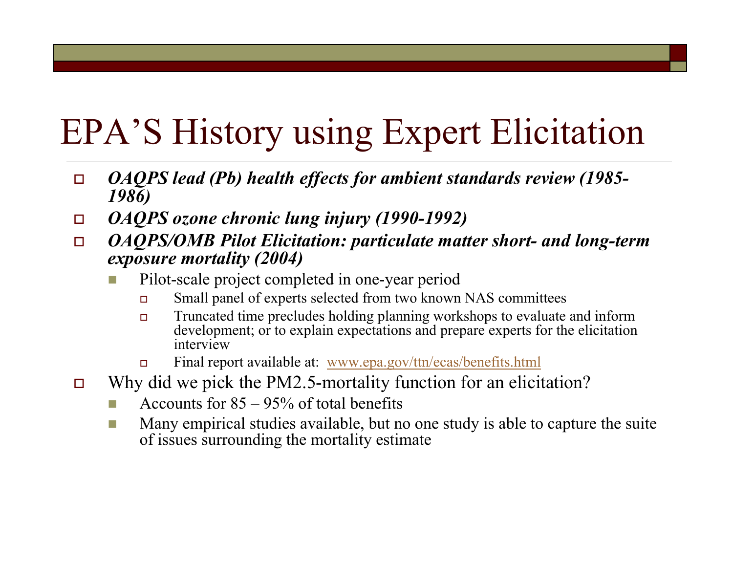# EPA'S History using Expert Elicitation

- ***OAQPS lead (Pb) health effects for ambient standards review (1985-1986)***
- ***OAQPS ozone chronic lung injury (1990-1992)***
- ***OAQPS/OMB Pilot Elicitation: particulate matter short- and long-term exposure mortality (2004)***
  - Pilot-scale project completed in one-year period
    - Small panel of experts selected from two known NAS committees
    - Truncated time precludes holding planning workshops to evaluate and inform development; or to explain expectations and prepare experts for the elicitation interview
    - Final report available at: www.epa.gov/ttn/ecas/benefits.html
- Why did we pick the PM2.5-mortality function for an elicitation?
  - Accounts for 85 – 95% of total benefits
  - Many empirical studies available, but no one study is able to capture the suite of issues surrounding the mortality estimate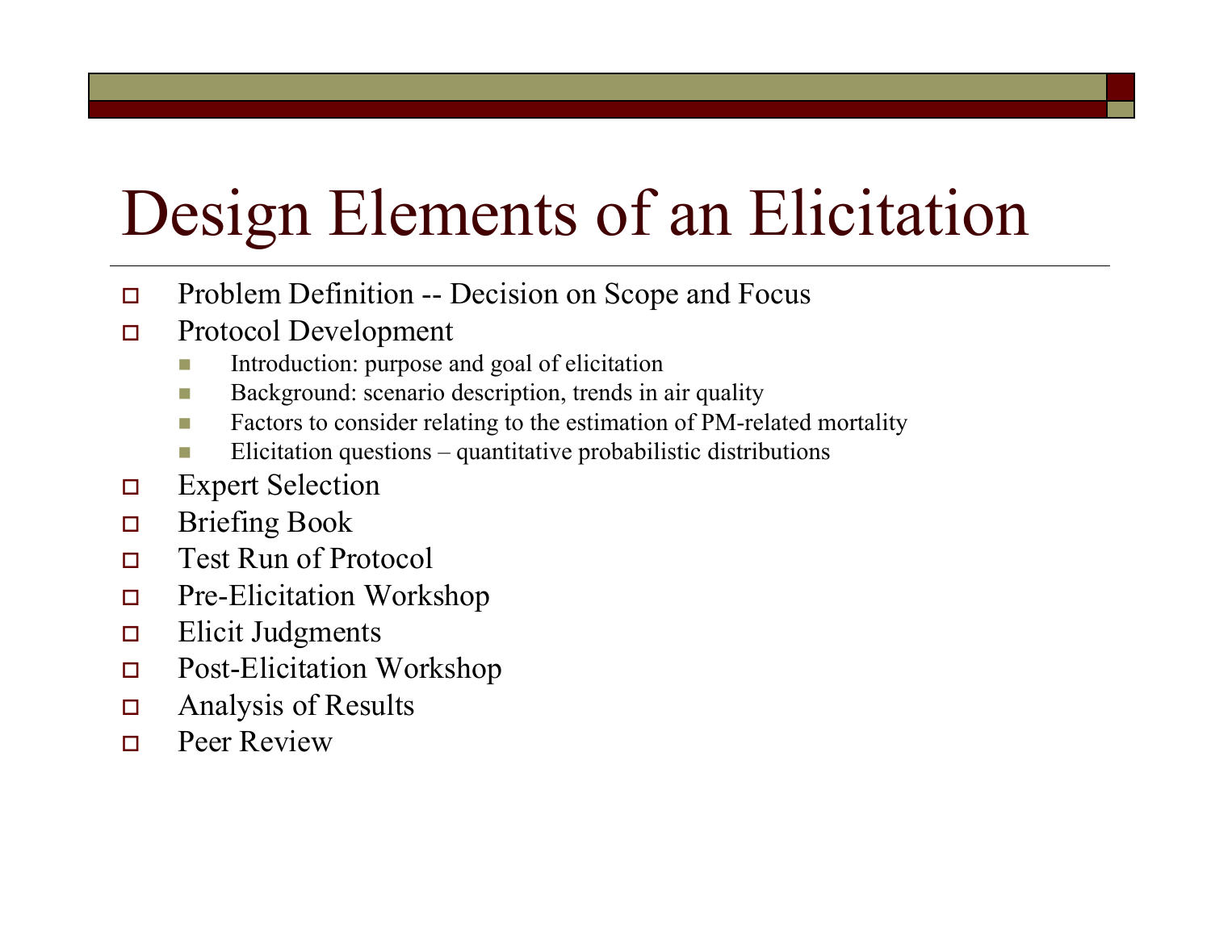# Design Elements of an Elicitation

- Problem Definition -- Decision on Scope and Focus
- Protocol Development
  - Introduction: purpose and goal of elicitation
  - Background: scenario description, trends in air quality
  - Factors to consider relating to the estimation of PM-related mortality
  - Elicitation questions – quantitative probabilistic distributions
- Expert Selection
- Briefing Book
- Test Run of Protocol
- Pre-Elicitation Workshop
- Elicit Judgments
- Post-Elicitation Workshop
- Analysis of Results
- Peer Review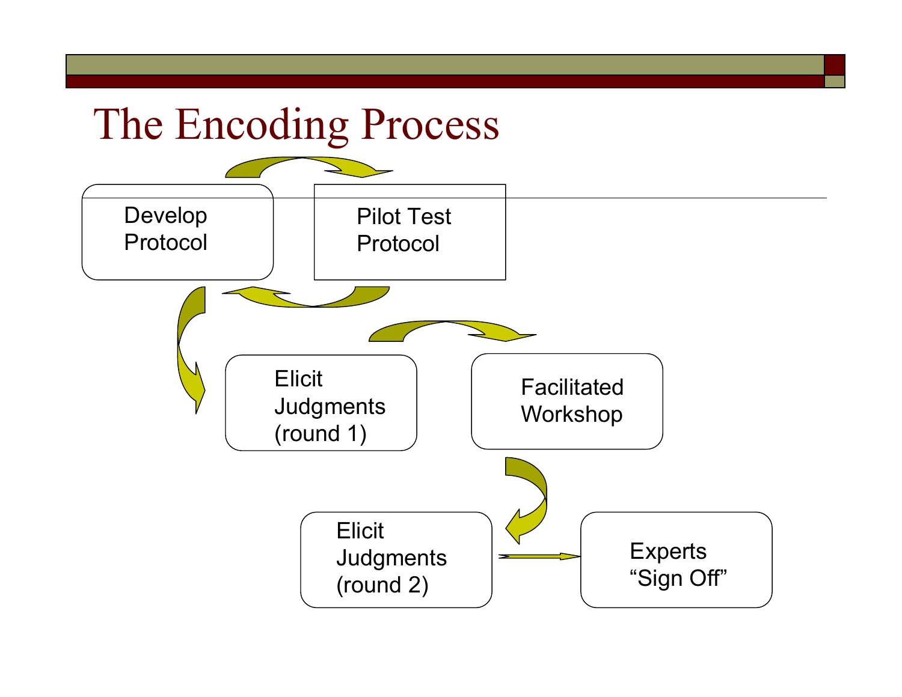# The Encoding Process

Develop Protocol

Pilot Test Protocol

Elicit Judgments (round 1)

Facilitated Workshop

Elicit Judgments (round 2)

Experts "Sign Off"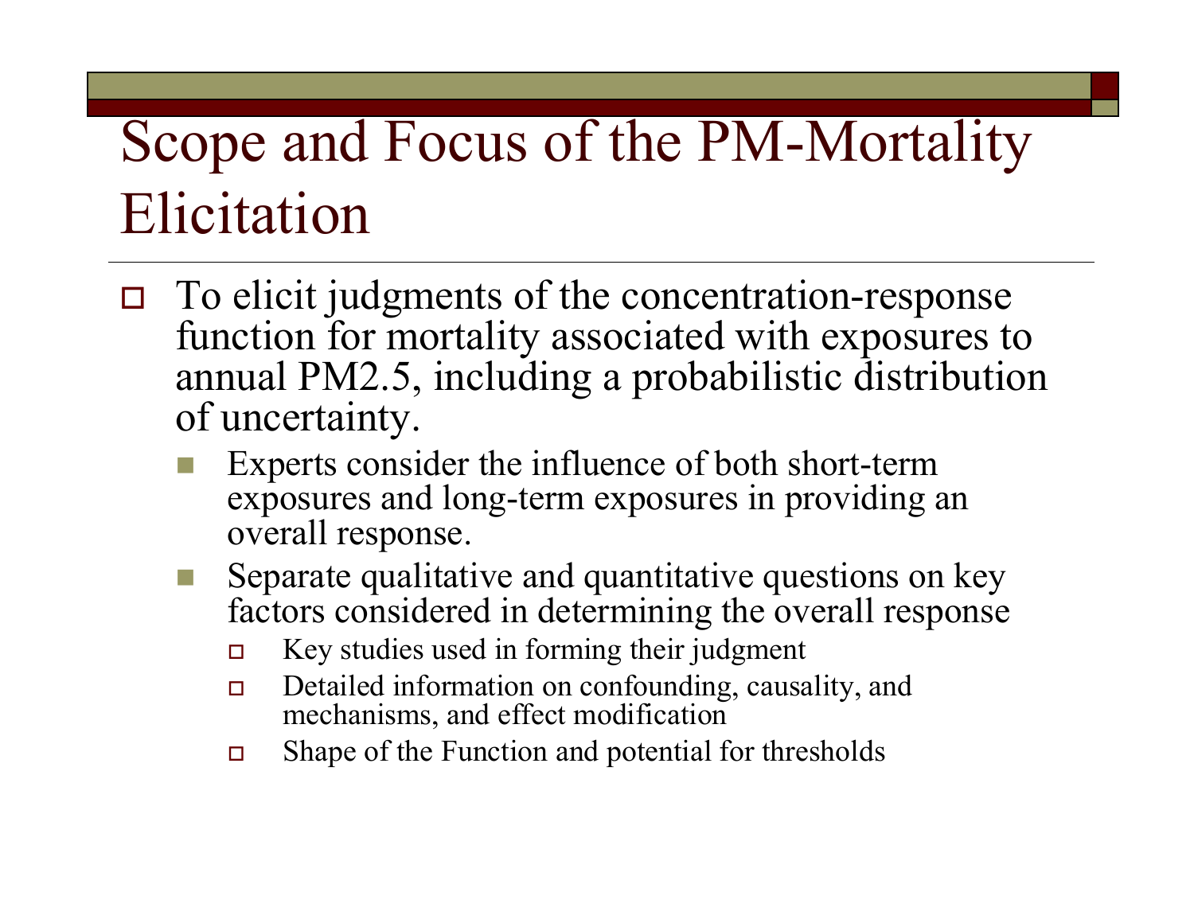# Scope and Focus of the PM-Mortality Elicitation

- To elicit judgments of the concentration-response function for mortality associated with exposures to annual PM2.5, including a probabilistic distribution of uncertainty.
  - Experts consider the influence of both short-term exposures and long-term exposures in providing an overall response.
  - Separate qualitative and quantitative questions on key factors considered in determining the overall response
    - Key studies used in forming their judgment
    - Detailed information on confounding, causality, and mechanisms, and effect modification
    - Shape of the Function and potential for thresholds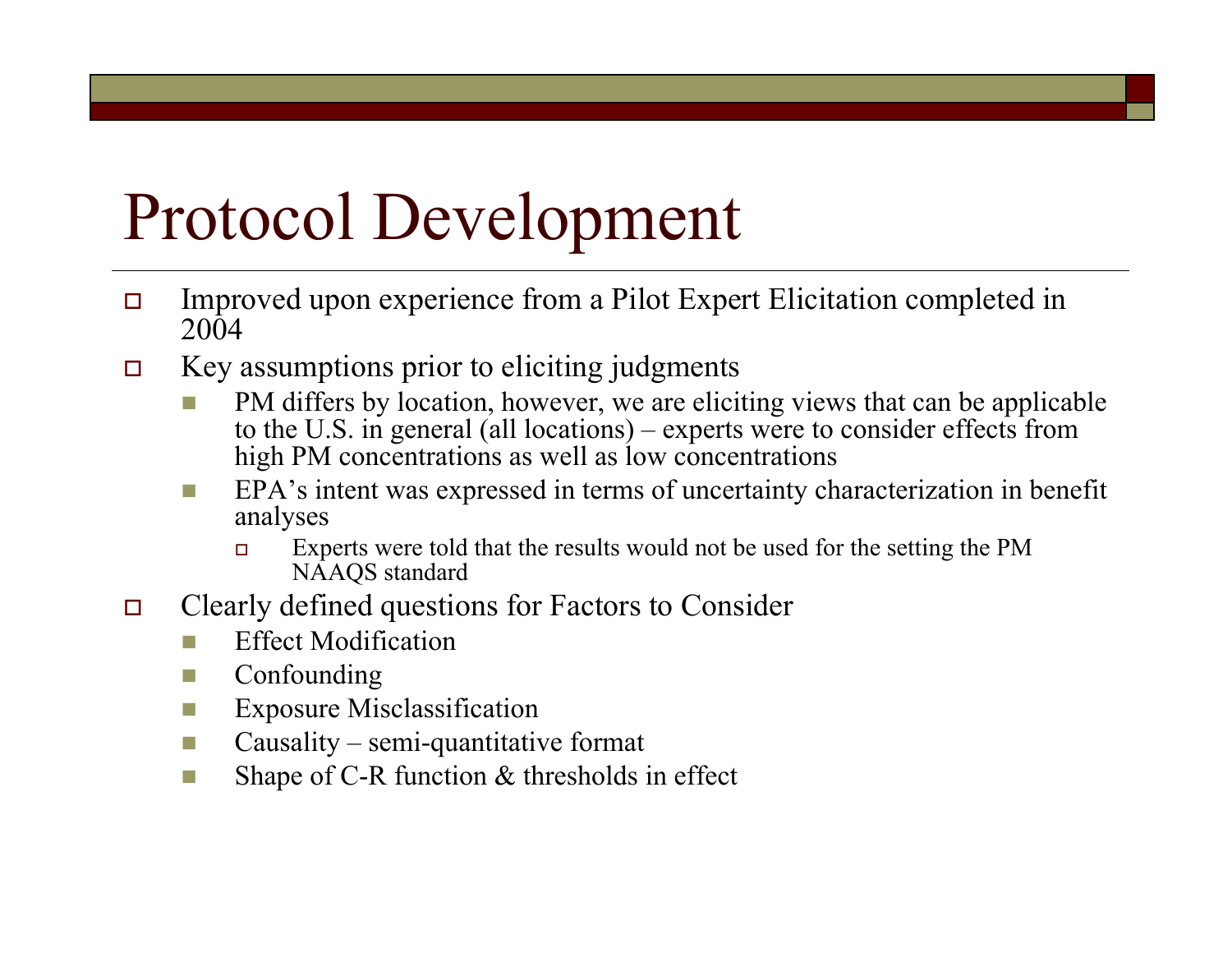# Protocol Development

- Improved upon experience from a Pilot Expert Elicitation completed in 2004
- Key assumptions prior to eliciting judgments
  - PM differs by location, however, we are eliciting views that can be applicable to the U.S. in general (all locations) – experts were to consider effects from high PM concentrations as well as low concentrations
  - EPA's intent was expressed in terms of uncertainty characterization in benefit analyses
    - Experts were told that the results would not be used for the setting the PM NAAQS standard
- Clearly defined questions for Factors to Consider
  - Effect Modification
  - Confounding
  - Exposure Misclassification
  - Causality – semi-quantitative format
  - Shape of C-R function & thresholds in effect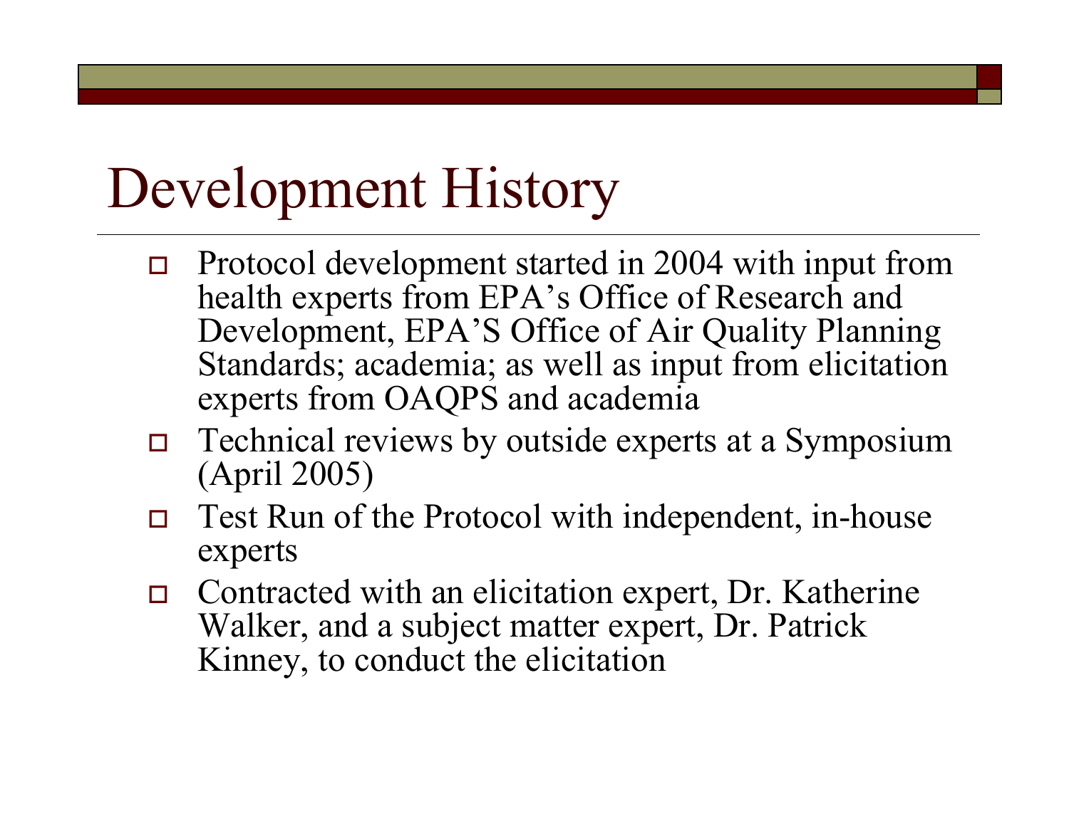# Development History

- Protocol development started in 2004 with input from health experts from EPA's Office of Research and Development, EPA'S Office of Air Quality Planning Standards; academia; as well as input from elicitation experts from OAQPS and academia
- Technical reviews by outside experts at a Symposium (April 2005)
- Test Run of the Protocol with independent, in-house experts
- Contracted with an elicitation expert, Dr. Katherine Walker, and a subject matter expert, Dr. Patrick Kinney, to conduct the elicitation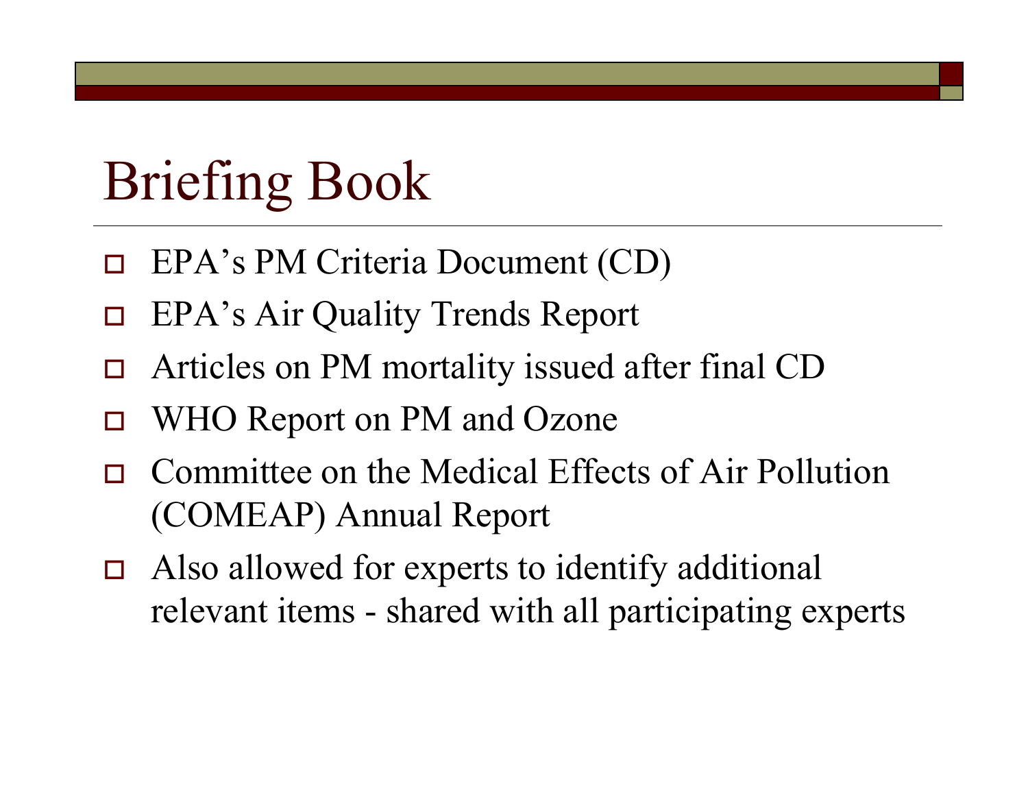# Briefing Book

- EPA’s PM Criteria Document (CD)
- EPA’s Air Quality Trends Report
- Articles on PM mortality issued after final CD
- WHO Report on PM and Ozone
- Committee on the Medical Effects of Air Pollution (COMEAP) Annual Report
- Also allowed for experts to identify additional relevant items - shared with all participating experts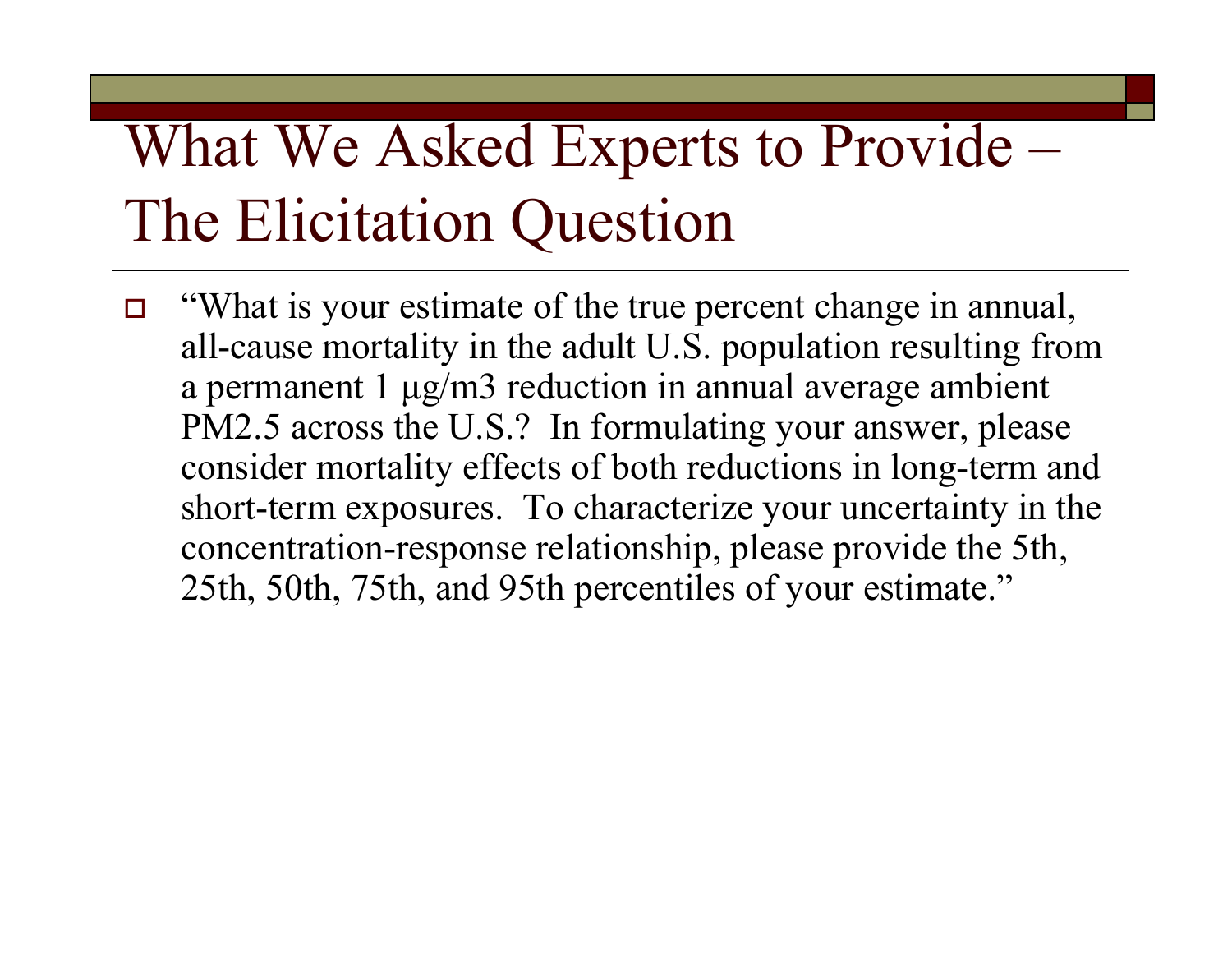# What We Asked Experts to Provide – The Elicitation Question

- "What is your estimate of the true percent change in annual, all-cause mortality in the adult U.S. population resulting from a permanent 1 μg/m3 reduction in annual average ambient PM2.5 across the U.S.? In formulating your answer, please consider mortality effects of both reductions in long-term and short-term exposures. To characterize your uncertainty in the concentration-response relationship, please provide the 5th, 25th, 50th, 75th, and 95th percentiles of your estimate."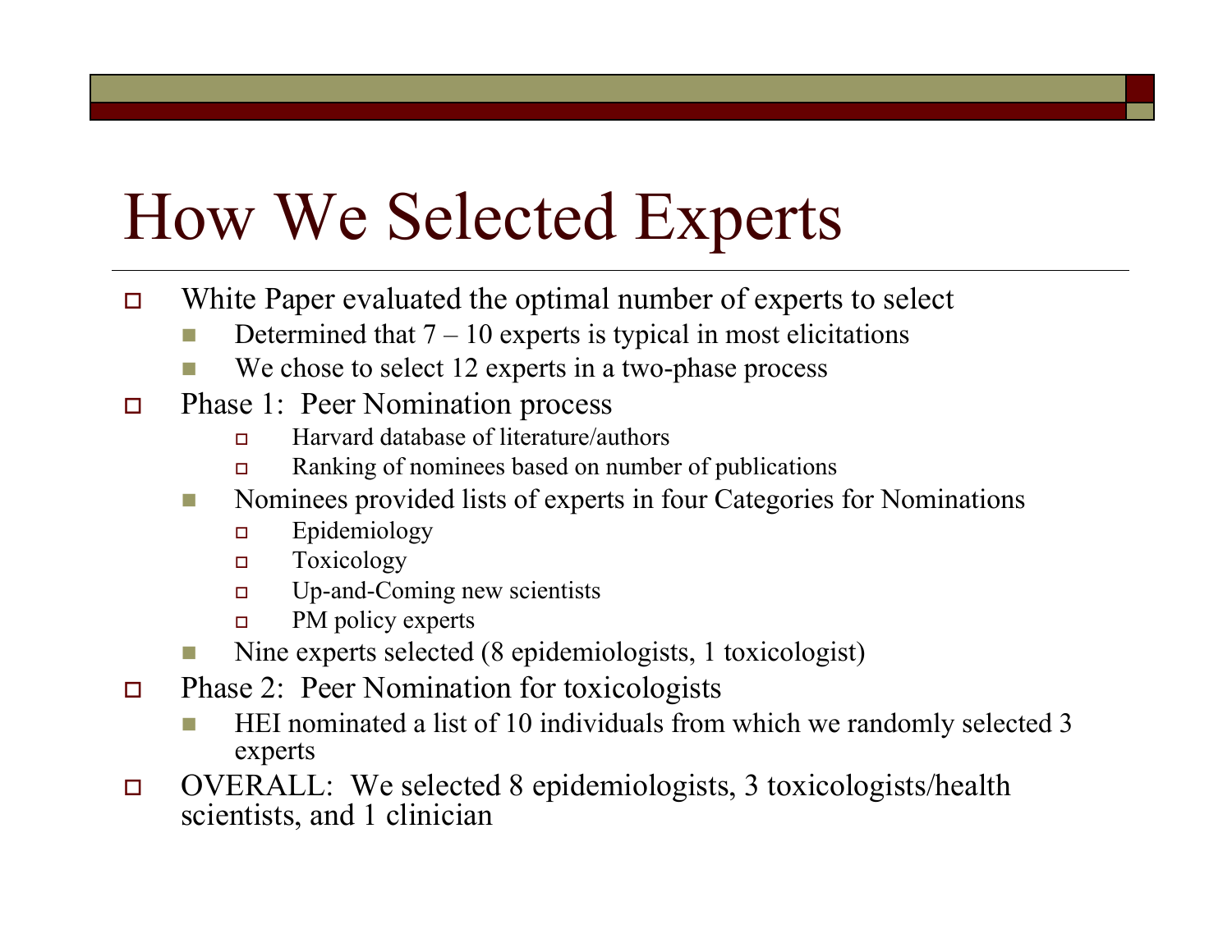# How We Selected Experts

- White Paper evaluated the optimal number of experts to select
  - Determined that 7 – 10 experts is typical in most elicitations
  - We chose to select 12 experts in a two-phase process
- Phase 1: Peer Nomination process
    - Harvard database of literature/authors
    - Ranking of nominees based on number of publications
  - Nominees provided lists of experts in four Categories for Nominations
    - Epidemiology
    - Toxicology
    - Up-and-Coming new scientists
    - PM policy experts
  - Nine experts selected (8 epidemiologists, 1 toxicologist)
- Phase 2: Peer Nomination for toxicologists
  - HEI nominated a list of 10 individuals from which we randomly selected 3 experts
- OVERALL: We selected 8 epidemiologists, 3 toxicologists/health scientists, and 1 clinician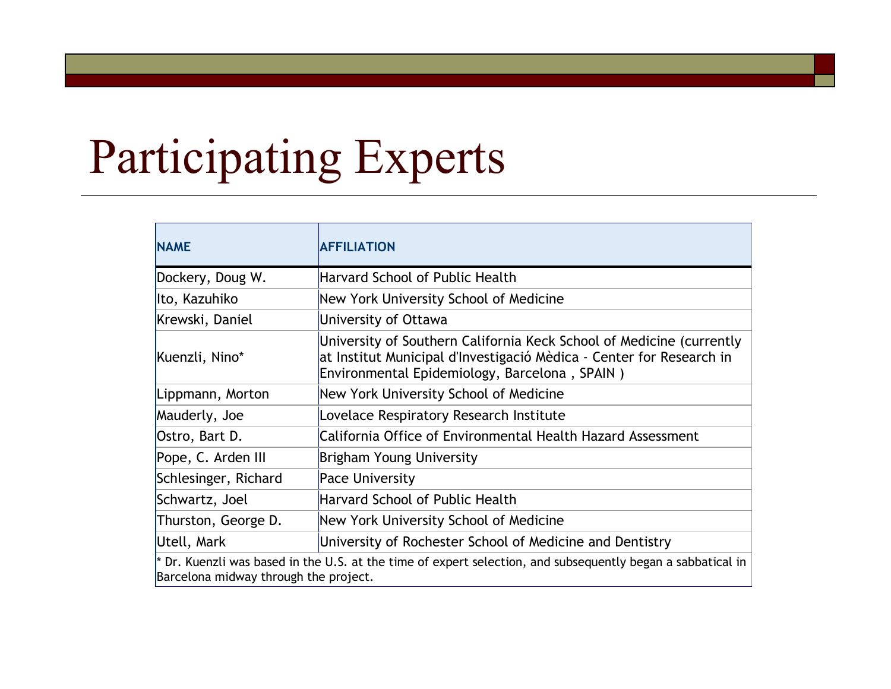# Participating Experts

| NAME | AFFILIATION |
|---|---|
| Dockery, Doug W. | Harvard School of Public Health |
| Ito, Kazuhiko | New York University School of Medicine |
| Krewski, Daniel | University of Ottawa |
| Kuenzli, Nino* | University of Southern California Keck School of Medicine (currently at Institut Municipal d'Investigació Mèdica - Center for Research in Environmental Epidemiology, Barcelona , SPAIN ) |
| Lippmann, Morton | New York University School of Medicine |
| Mauderly, Joe | Lovelace Respiratory Research Institute |
| Ostro, Bart D. | California Office of Environmental Health Hazard Assessment |
| Pope, C. Arden III | Brigham Young University |
| Schlesinger, Richard | Pace University |
| Schwartz, Joel | Harvard School of Public Health |
| Thurston, George D. | New York University School of Medicine |
| Utell, Mark | University of Rochester School of Medicine and Dentistry |

* Dr. Kuenzli was based in the U.S. at the time of expert selection, and subsequently began a sabbatical in Barcelona midway through the project.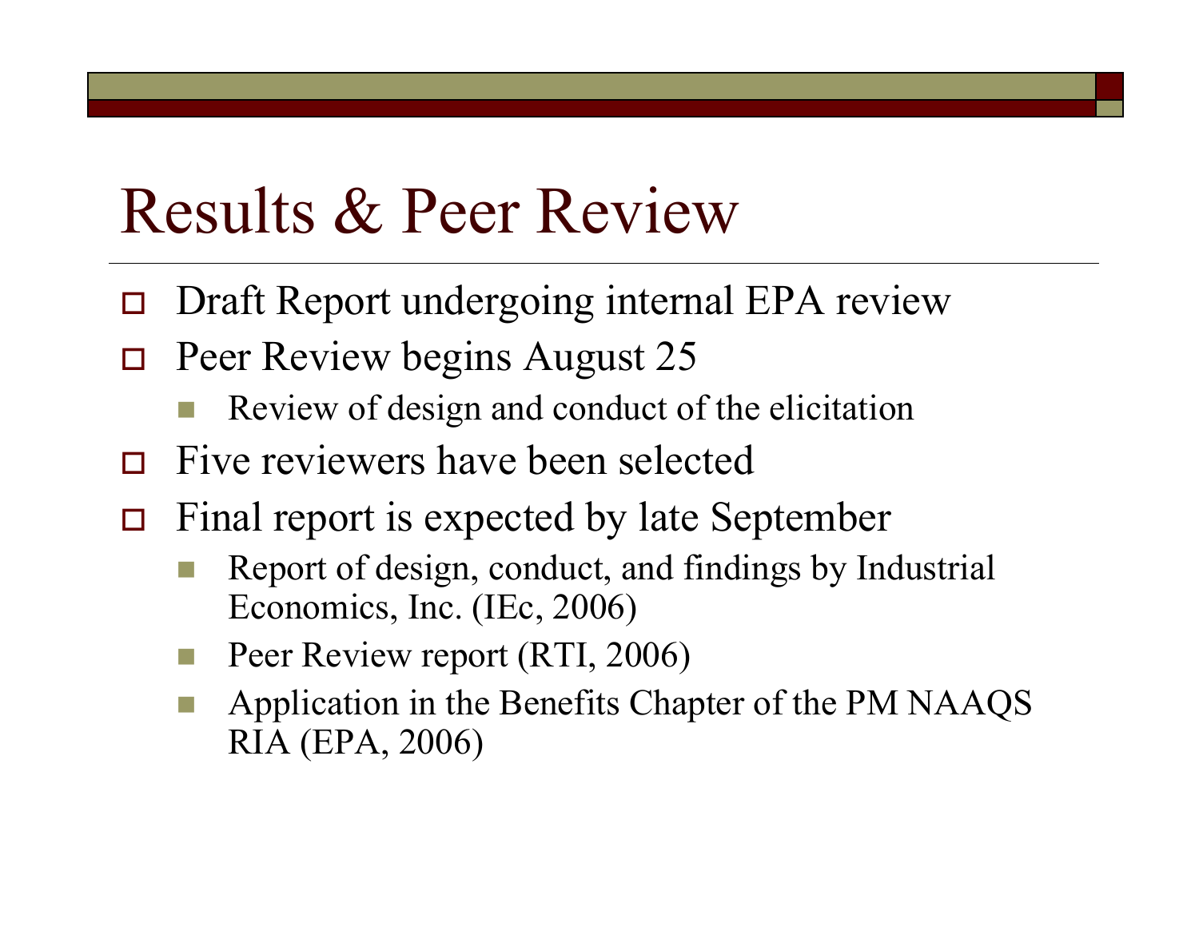# Results & Peer Review

- Draft Report undergoing internal EPA review
- Peer Review begins August 25
  - Review of design and conduct of the elicitation
- Five reviewers have been selected
- Final report is expected by late September
  - Report of design, conduct, and findings by Industrial Economics, Inc. (IEc, 2006)
  - Peer Review report (RTI, 2006)
  - Application in the Benefits Chapter of the PM NAAQS RIA (EPA, 2006)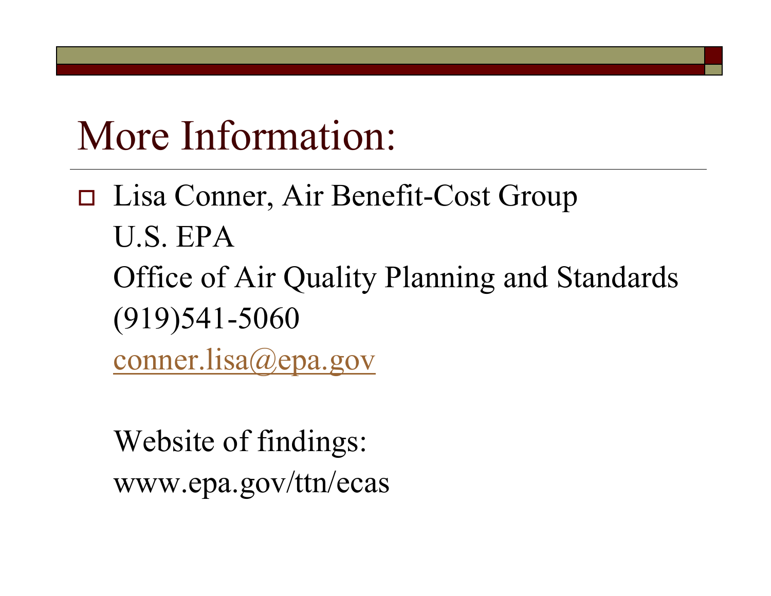# More Information:

- Lisa Conner, Air Benefit-Cost Group
  U.S. EPA
  Office of Air Quality Planning and Standards
  (919)541-5060
  conner.lisa@epa.gov

  Website of findings:
  www.epa.gov/ttn/ecas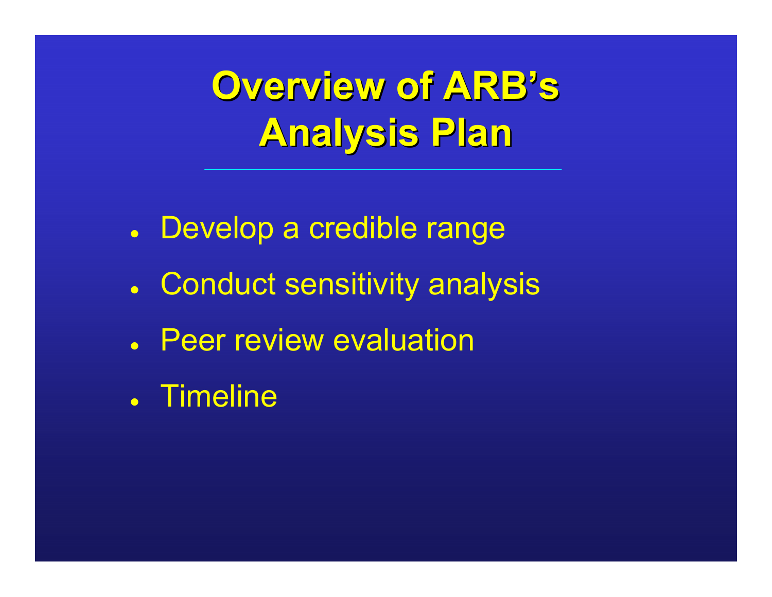# Overview of ARB's Analysis Plan

- Develop a credible range
- Conduct sensitivity analysis
- Peer review evaluation
- Timeline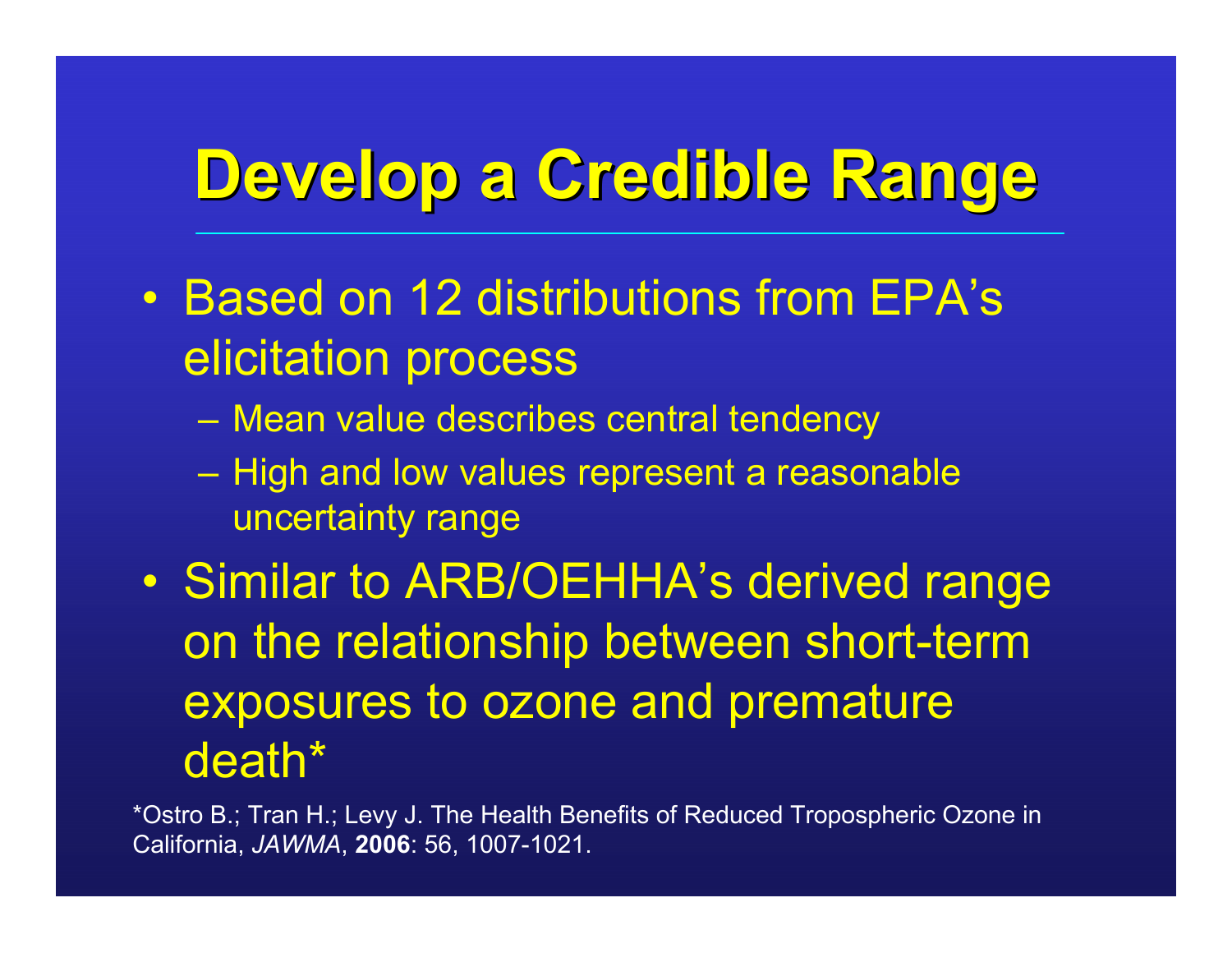# Develop a Credible Range

- Based on 12 distributions from EPA's elicitation process
  - Mean value describes central tendency
  - High and low values represent a reasonable uncertainty range
- Similar to ARB/OEHHA's derived range on the relationship between short-term exposures to ozone and premature death*

*Ostro B.; Tran H.; Levy J. The Health Benefits of Reduced Tropospheric Ozone in California, *JAWMA*, **2006**: 56, 1007-1021.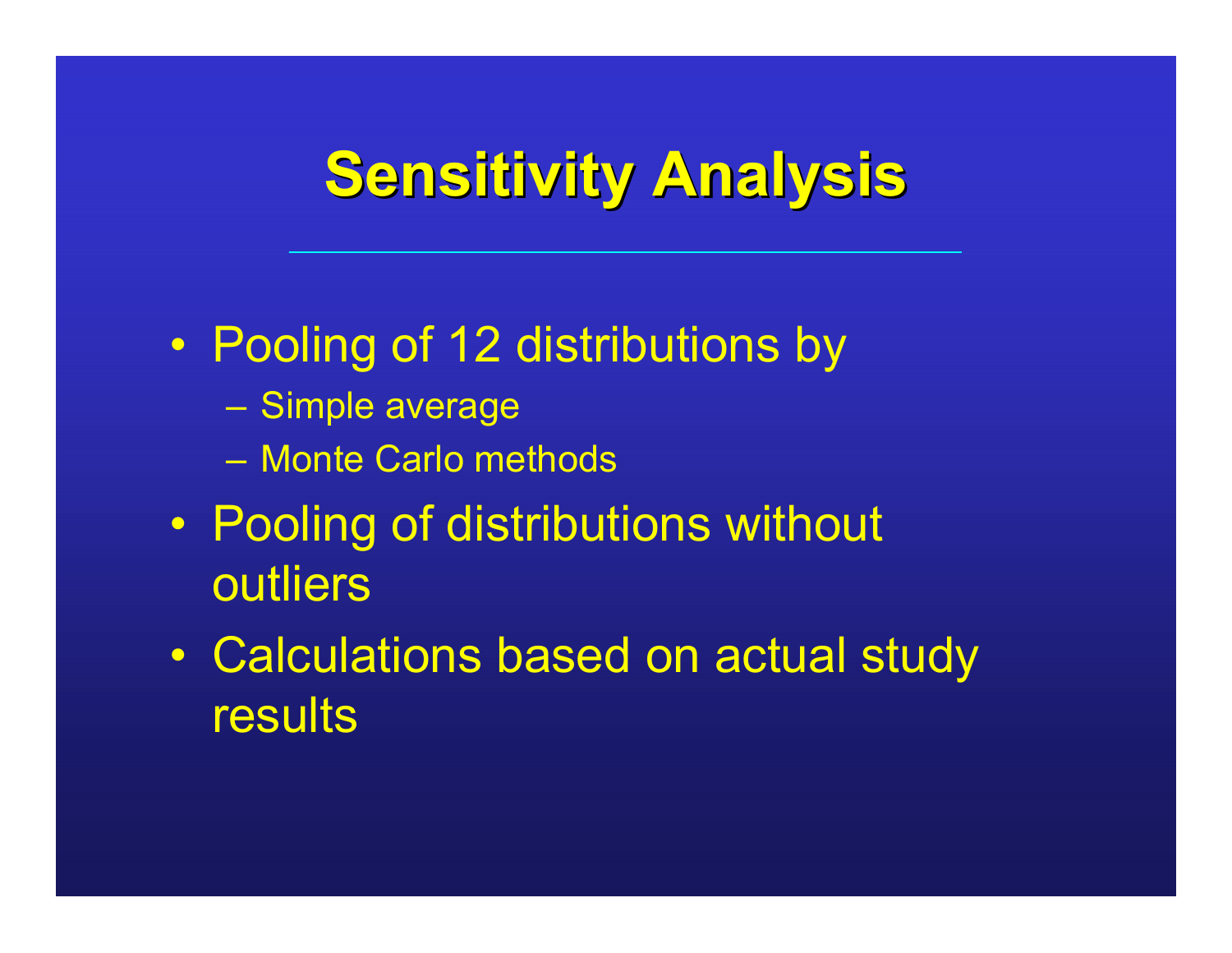# Sensitivity Analysis

- Pooling of 12 distributions by
  - Simple average
  - Monte Carlo methods
- Pooling of distributions without outliers
- Calculations based on actual study results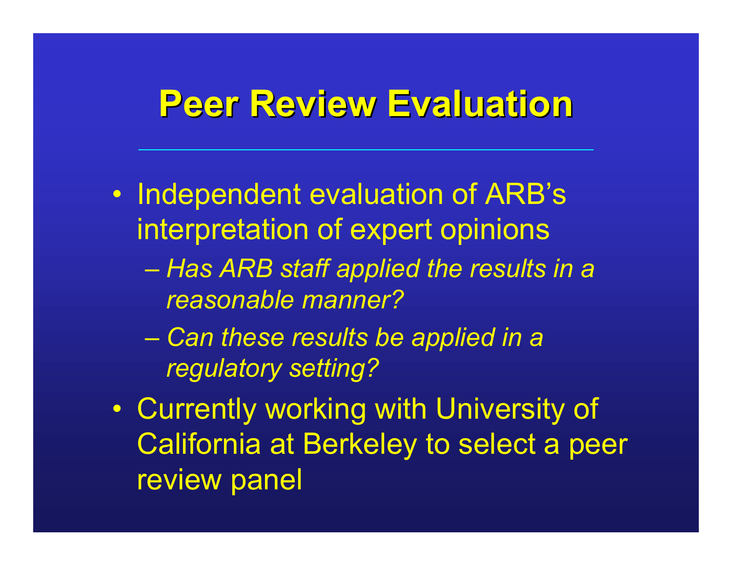# Peer Review Evaluation

- Independent evaluation of ARB’s interpretation of expert opinions
  - *Has ARB staff applied the results in a reasonable manner?*
  - *Can these results be applied in a regulatory setting?*
- Currently working with University of California at Berkeley to select a peer review panel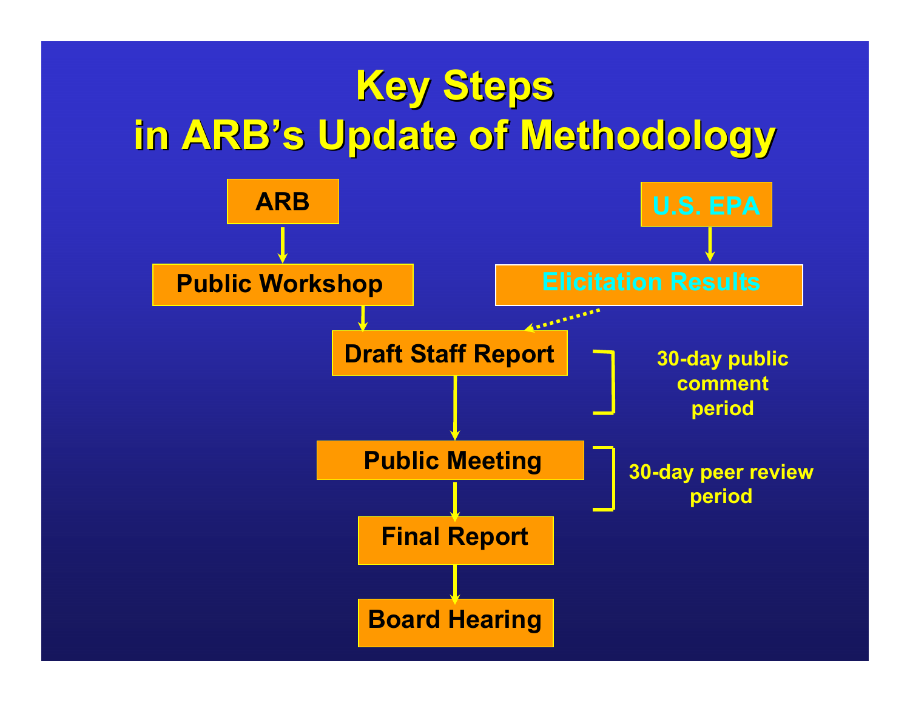# Key Steps in ARB's Update of Methodology

- ARB
  - Public Workshop
- U.S. EPA
  - Elicitation Results
- Draft Staff Report
- Public Meeting
- Final Report
- Board Hearing

30-day public comment period

30-day peer review period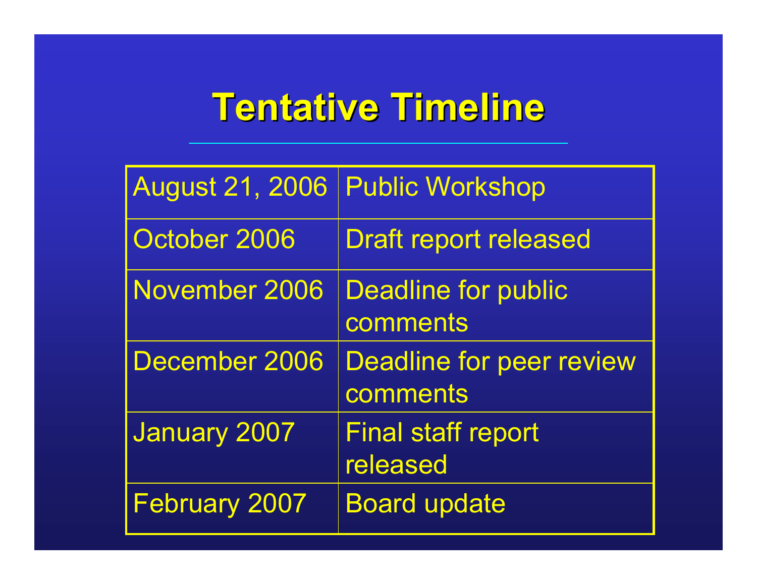# Tentative Timeline

| | |
|---|---|
| August 21, 2006 | Public Workshop |
| October 2006 | Draft report released |
| November 2006 | Deadline for public comments |
| December 2006 | Deadline for peer review comments |
| January 2007 | Final staff report released |
| February 2007 | Board update |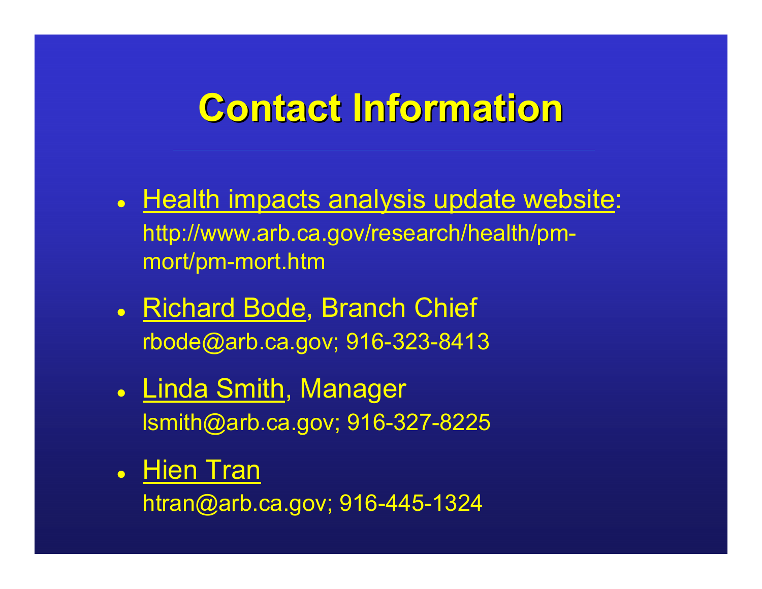# Contact Information

- Health impacts analysis update website:
  http://www.arb.ca.gov/research/health/pm-mort/pm-mort.htm
- Richard Bode, Branch Chief
  rbode@arb.ca.gov; 916-323-8413
- Linda Smith, Manager
  lsmith@arb.ca.gov; 916-327-8225
- Hien Tran
  htran@arb.ca.gov; 916-445-1324